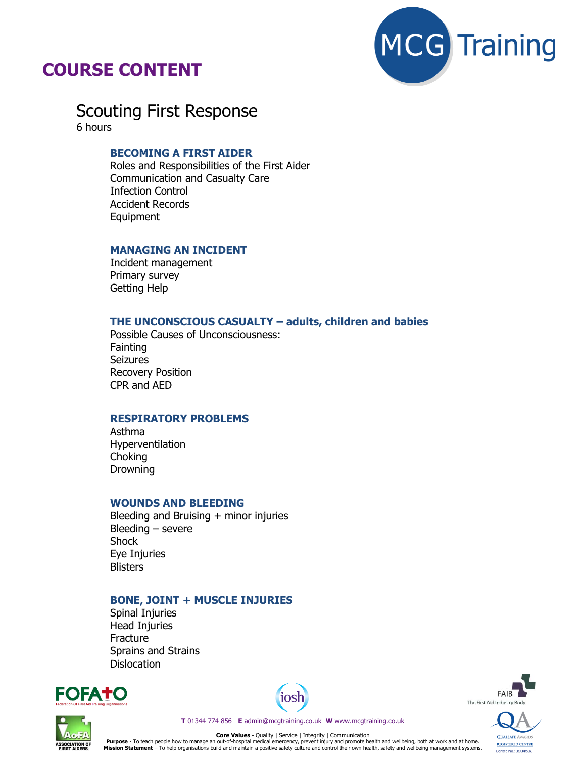# COURSE CONTENT

MCG Training

## Scouting First Response

6 hours

### BECOMING A FIRST AIDER

Roles and Responsibilities of the First Aider
Communication and Casualty Care
Infection Control
Accident Records
Equipment

### MANAGING AN INCIDENT

Incident management
Primary survey
Getting Help

### THE UNCONSCIOUS CASUALTY – adults, children and babies

Possible Causes of Unconsciousness:
Fainting
Seizures
Recovery Position
CPR and AED

### RESPIRATORY PROBLEMS

Asthma
Hyperventilation
Choking
Drowning

### WOUNDS AND BLEEDING

Bleeding and Bruising + minor injuries
Bleeding – severe
Shock
Eye Injuries
Blisters

### BONE, JOINT + MUSCLE INJURIES

Spinal Injuries
Head Injuries
Fracture
Sprains and Strains
Dislocation

FOFATO Federation Of First Aid Training Organisations | iosh | FAIB The First Aid Industry Body

AoFA Association of First Aiders | QA Qualsafe Awards Registered Centre

**T** 01344 774 856 **E** admin@mcgtraining.co.uk **W** www.mcgtraining.co.uk

**Core Values** - Quality | Service | Integrity | Communication
**Purpose** - To teach people how to manage an out-of-hospital medical emergency, prevent injury and promote health and wellbeing, both at work and at home.
**Mission Statement** – To help organisations build and maintain a positive safety culture and control their own health, safety and wellbeing management systems.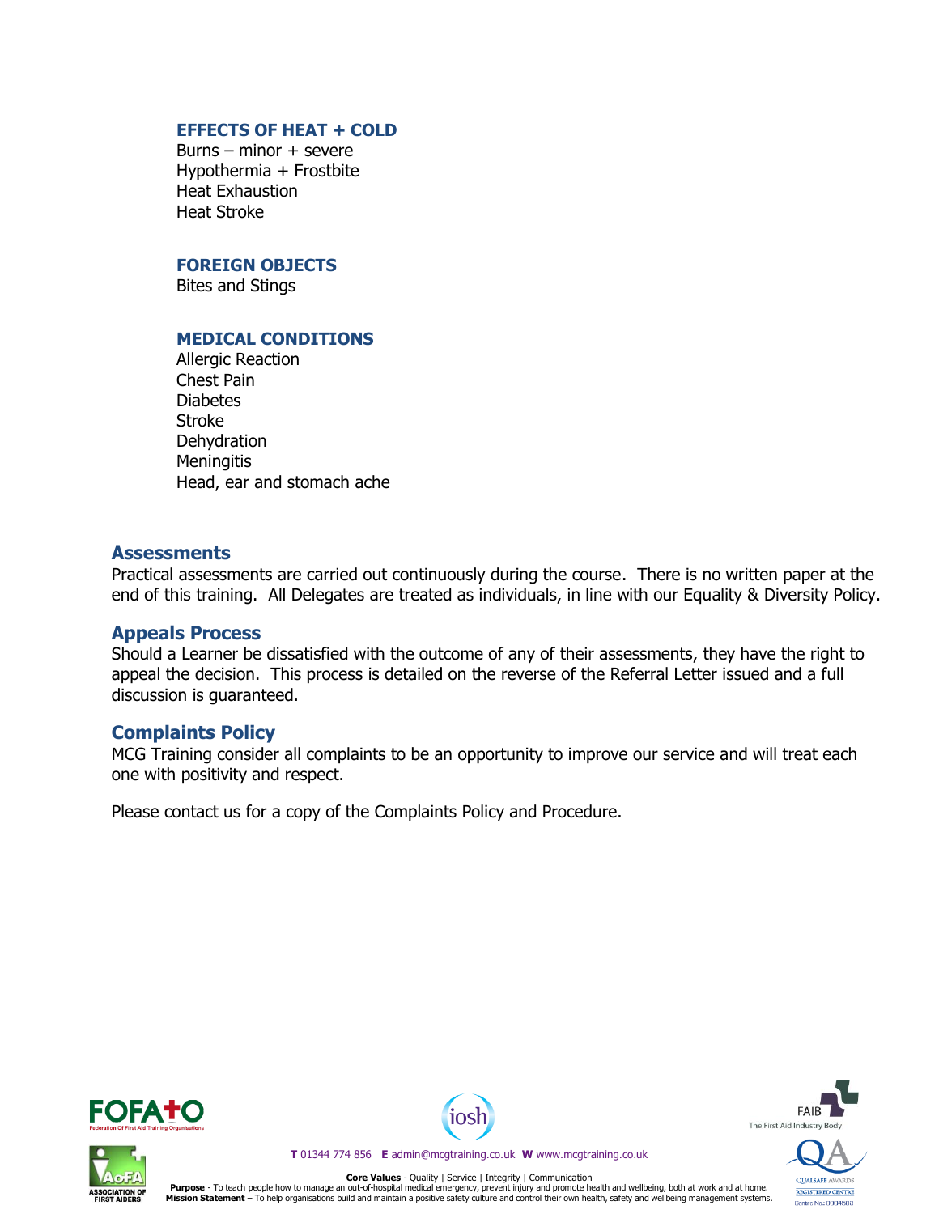### EFFECTS OF HEAT + COLD

Burns – minor + severe
Hypothermia + Frostbite
Heat Exhaustion
Heat Stroke

### FOREIGN OBJECTS

Bites and Stings

### MEDICAL CONDITIONS

Allergic Reaction
Chest Pain
Diabetes
Stroke
Dehydration
Meningitis
Head, ear and stomach ache

## Assessments

Practical assessments are carried out continuously during the course. There is no written paper at the end of this training. All Delegates are treated as individuals, in line with our Equality & Diversity Policy.

## Appeals Process

Should a Learner be dissatisfied with the outcome of any of their assessments, they have the right to appeal the decision. This process is detailed on the reverse of the Referral Letter issued and a full discussion is guaranteed.

## Complaints Policy

MCG Training consider all complaints to be an opportunity to improve our service and will treat each one with positivity and respect.

Please contact us for a copy of the Complaints Policy and Procedure.

**T** 01344 774 856 **E** admin@mcgtraining.co.uk **W** www.mcgtraining.co.uk

**Core Values** - Quality | Service | Integrity | Communication
**Purpose** - To teach people how to manage an out-of-hospital medical emergency, prevent injury and promote health and wellbeing, both at work and at home.
**Mission Statement** – To help organisations build and maintain a positive safety culture and control their own health, safety and wellbeing management systems.